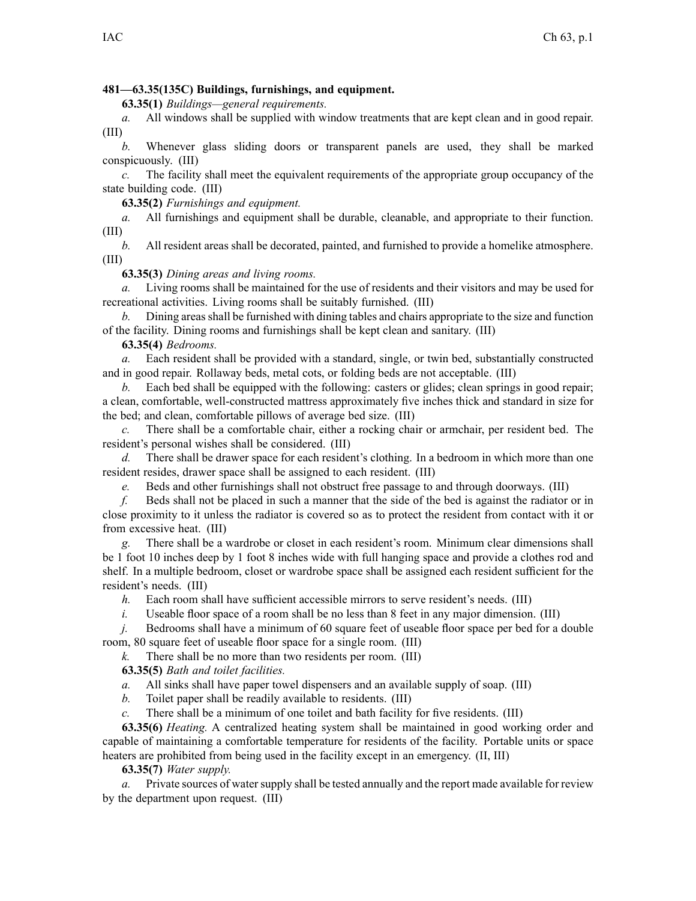**481—63.35(135C) Buildings, furnishings, and equipment.**

**63.35(1)** *Buildings—general requirements.*

*a.* All windows shall be supplied with window treatments that are kept clean and in good repair. (III)

*b.* Whenever glass sliding doors or transparent panels are used, they shall be marked conspicuously. (III)

*c.* The facility shall meet the equivalent requirements of the appropriate group occupancy of the state building code. (III)

**63.35(2)** *Furnishings and equipment.*

*a.* All furnishings and equipment shall be durable, cleanable, and appropriate to their function. (III)

*b.* All resident areas shall be decorated, painted, and furnished to provide a homelike atmosphere. (III)

**63.35(3)** *Dining areas and living rooms.*

*a.* Living rooms shall be maintained for the use of residents and their visitors and may be used for recreational activities. Living rooms shall be suitably furnished. (III)

*b.* Dining areas shall be furnished with dining tables and chairs appropriate to the size and function of the facility. Dining rooms and furnishings shall be kept clean and sanitary. (III)

**63.35(4)** *Bedrooms.*

*a.* Each resident shall be provided with a standard, single, or twin bed, substantially constructed and in good repair. Rollaway beds, metal cots, or folding beds are not acceptable. (III)

*b.* Each bed shall be equipped with the following: casters or glides; clean springs in good repair; a clean, comfortable, well-constructed mattress approximately five inches thick and standard in size for the bed; and clean, comfortable pillows of average bed size. (III)

*c.* There shall be a comfortable chair, either a rocking chair or armchair, per resident bed. The resident's personal wishes shall be considered. (III)

*d.* There shall be drawer space for each resident's clothing. In a bedroom in which more than one resident resides, drawer space shall be assigned to each resident. (III)

*e.* Beds and other furnishings shall not obstruct free passage to and through doorways. (III)

*f.* Beds shall not be placed in such a manner that the side of the bed is against the radiator or in close proximity to it unless the radiator is covered so as to protect the resident from contact with it or from excessive heat. (III)

*g.* There shall be a wardrobe or closet in each resident's room. Minimum clear dimensions shall be 1 foot 10 inches deep by 1 foot 8 inches wide with full hanging space and provide a clothes rod and shelf. In a multiple bedroom, closet or wardrobe space shall be assigned each resident sufficient for the resident's needs. (III)

*h.* Each room shall have sufficient accessible mirrors to serve resident's needs. (III)

*i.* Useable floor space of a room shall be no less than 8 feet in any major dimension. (III)

*j.* Bedrooms shall have a minimum of 60 square feet of useable floor space per bed for a double room, 80 square feet of useable floor space for a single room. (III)

*k.* There shall be no more than two residents per room. (III)

**63.35(5)** *Bath and toilet facilities.*

*a.* All sinks shall have paper towel dispensers and an available supply of soap. (III)

*b.* Toilet paper shall be readily available to residents. (III)

*c.* There shall be a minimum of one toilet and bath facility for five residents. (III)

**63.35(6)** *Heating.* A centralized heating system shall be maintained in good working order and capable of maintaining a comfortable temperature for residents of the facility. Portable units or space heaters are prohibited from being used in the facility except in an emergency. (II, III)

**63.35(7)** *Water supply.*

*a.* Private sources of water supply shall be tested annually and the report made available for review by the department upon request. (III)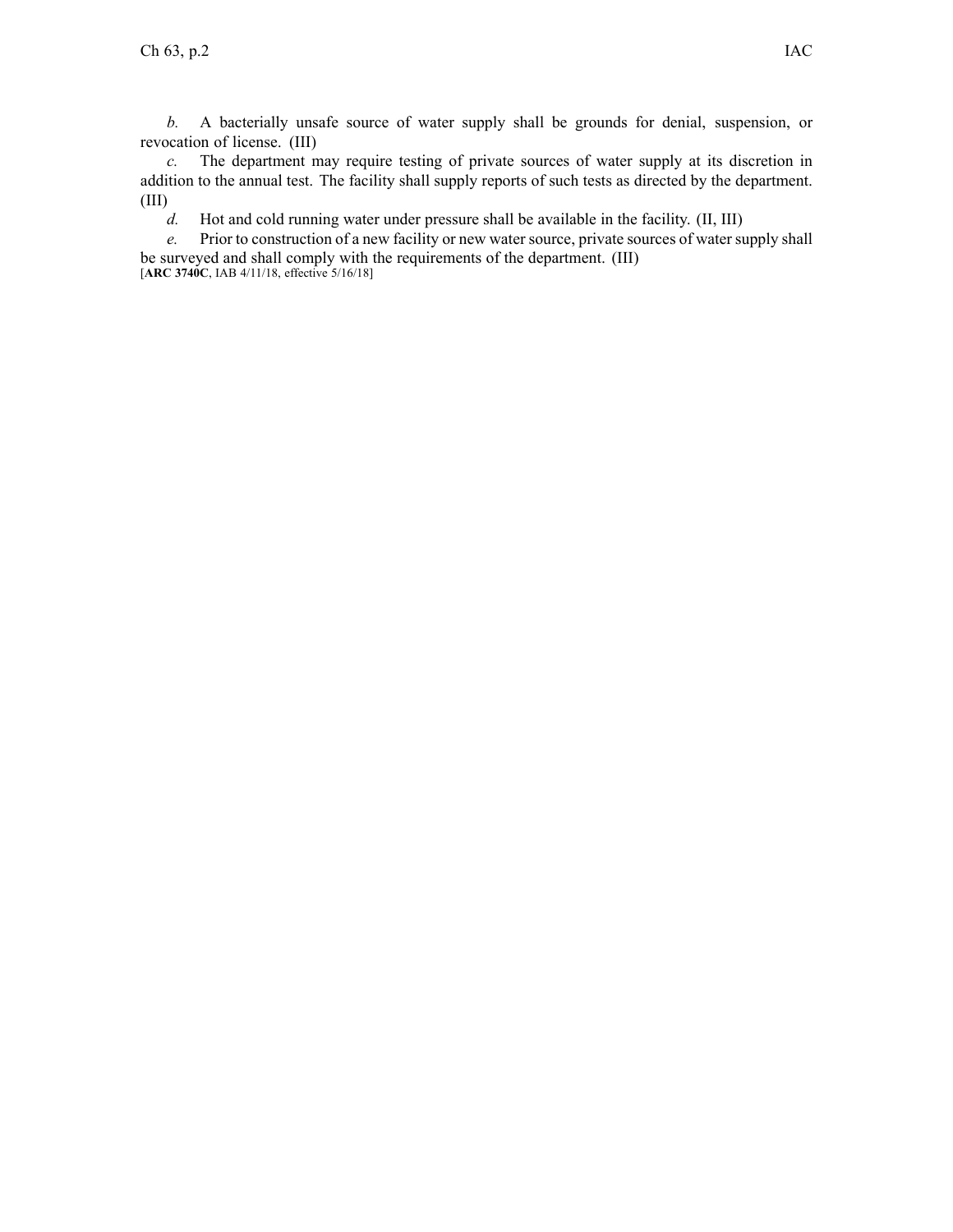*b.* A bacterially unsafe source of water supply shall be grounds for denial, suspension, or revocation of license. (III)

*c.* The department may require testing of private sources of water supply at its discretion in addition to the annual test. The facility shall supply reports of such tests as directed by the department. (III)

*d.* Hot and cold running water under pressure shall be available in the facility. (II, III)

*e.* Prior to construction of a new facility or new water source, private sources of water supply shall be surveyed and shall comply with the requirements of the department. (III)

[**ARC 3740C**, IAB 4/11/18, effective 5/16/18]